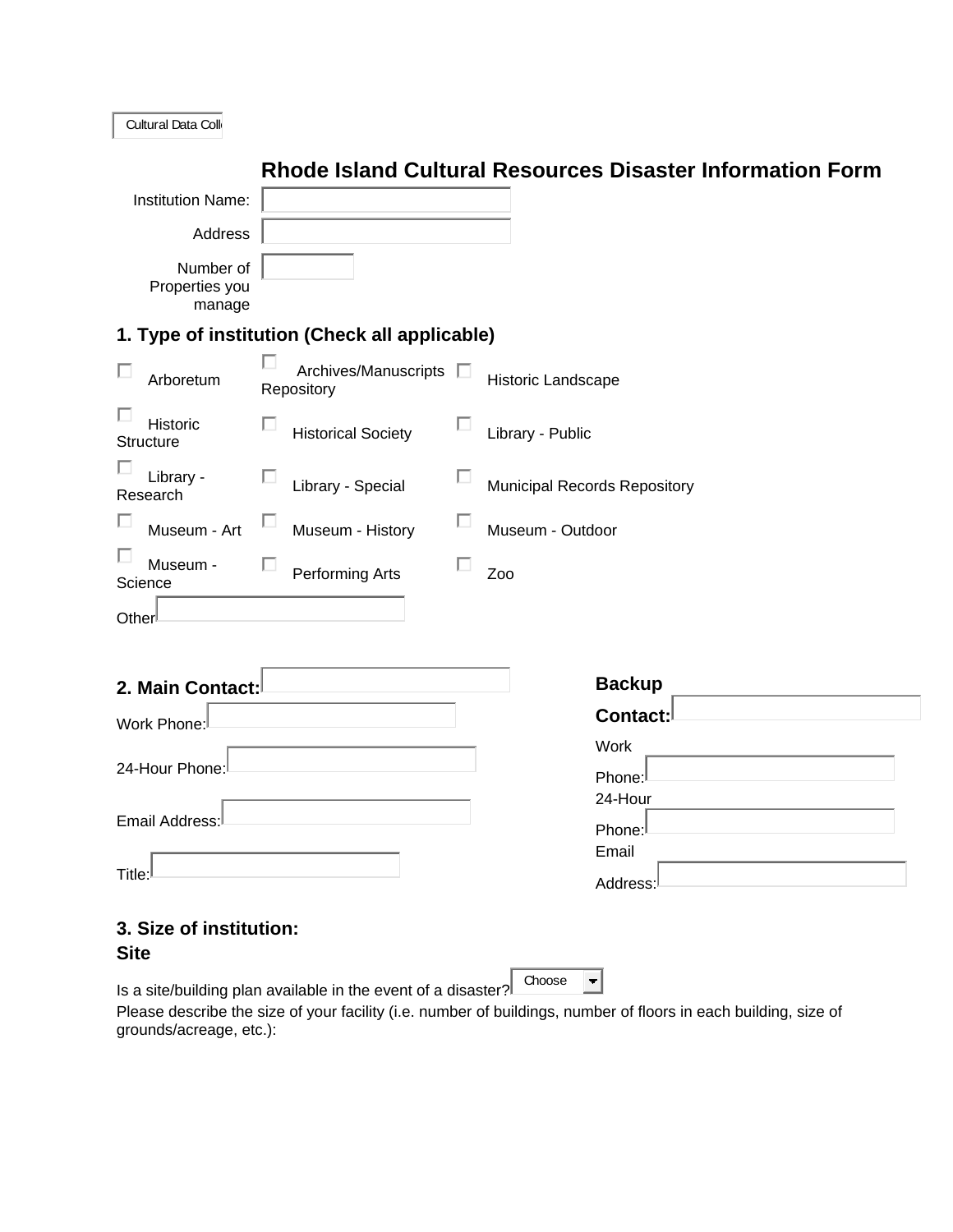Cultural Data Coll

# Rhode Island Cultural Resources Disaster Information Form

Institution Name:

Address

Number of Properties you manage

## 1. Type of institution (Check all applicable)

- Arboretum
- Archives/Manuscripts Repository
- Historic Landscape
- Historic Structure
- Historical Society
- Library - Public
- Library - Research
- Library - Special
- Municipal Records Repository
- Museum - Art
- Museum - History
- Museum - Outdoor
- Museum - Science
- Performing Arts
- Zoo

Other

## 2. Main Contact:

Work Phone:

24-Hour Phone:

Email Address:

Title:

**Backup Contact:**

Work Phone:

24-Hour Phone:

Email Address:

## 3. Size of institution:

### Site

Is a site/building plan available in the event of a disaster? Choose

Please describe the size of your facility (i.e. number of buildings, number of floors in each building, size of grounds/acreage, etc.):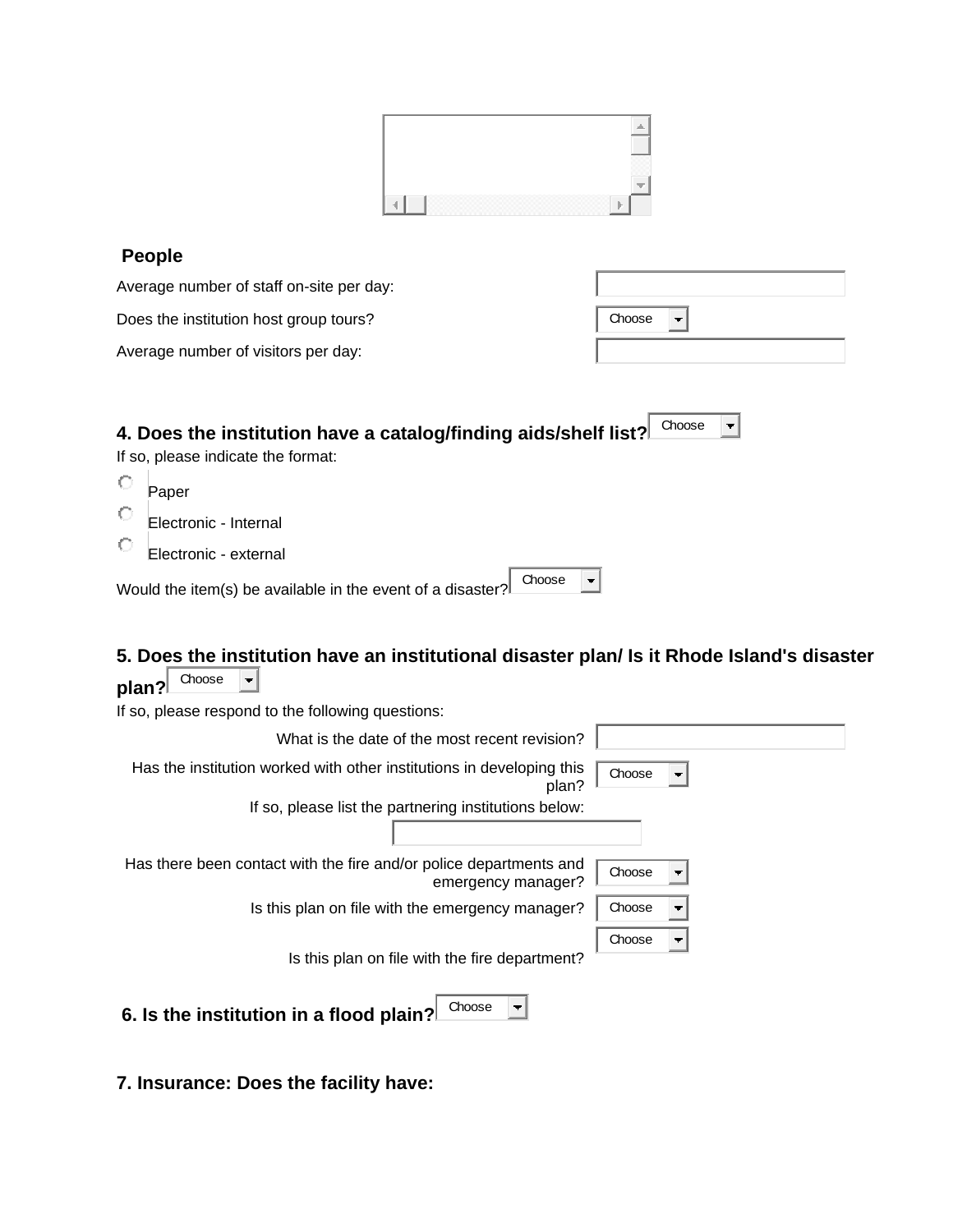**People**

Average number of staff on-site per day:

Does the institution host group tours? Choose

Average number of visitors per day:

### 4. Does the institution have a catalog/finding aids/shelf list? Choose

If so, please indicate the format:

- Paper
- Electronic - Internal
- Electronic - external

Would the item(s) be available in the event of a disaster? Choose

### 5. Does the institution have an institutional disaster plan/ Is it Rhode Island's disaster plan? Choose

If so, please respond to the following questions:

What is the date of the most recent revision?

Has the institution worked with other institutions in developing this plan? Choose

If so, please list the partnering institutions below:

Has there been contact with the fire and/or police departments and emergency manager? Choose

Is this plan on file with the emergency manager? Choose

Is this plan on file with the fire department? Choose

### 6. Is the institution in a flood plain? Choose

### 7. Insurance: Does the facility have: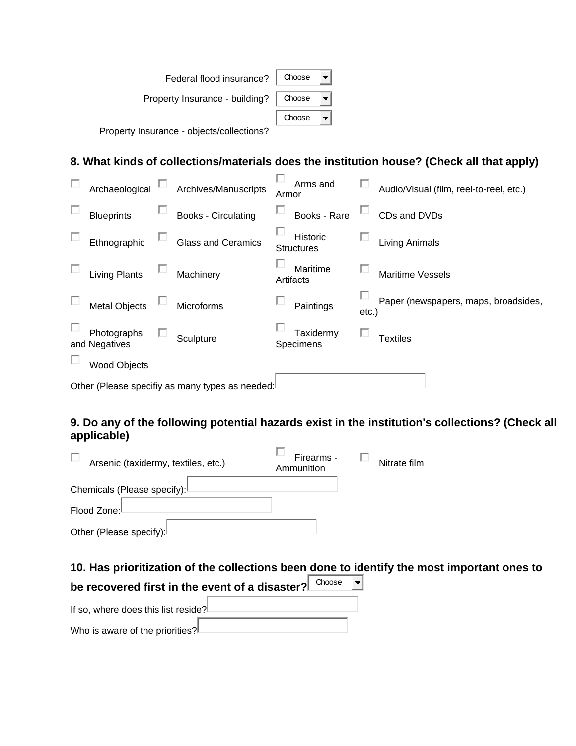Federal flood insurance? Choose

Property Insurance - building? Choose

Property Insurance - objects/collections? Choose

### 8. What kinds of collections/materials does the institution house? (Check all that apply)

- ☐ Archaeological
- ☐ Archives/Manuscripts
- ☐ Arms and Armor
- ☐ Audio/Visual (film, reel-to-reel, etc.)
- ☐ Blueprints
- ☐ Books - Circulating
- ☐ Books - Rare
- ☐ CDs and DVDs
- ☐ Ethnographic
- ☐ Glass and Ceramics
- ☐ Historic Structures
- ☐ Living Animals
- ☐ Living Plants
- ☐ Machinery
- ☐ Maritime Artifacts
- ☐ Maritime Vessels
- ☐ Metal Objects
- ☐ Microforms
- ☐ Paintings
- ☐ Paper (newspapers, maps, broadsides, etc.)
- ☐ Photographs and Negatives
- ☐ Sculpture
- ☐ Taxidermy Specimens
- ☐ Textiles
- ☐ Wood Objects

Other (Please specifiy as many types as needed:

### 9. Do any of the following potential hazards exist in the institution's collections? (Check all applicable)

- ☐ Arsenic (taxidermy, textiles, etc.)
- ☐ Firearms - Ammunition
- ☐ Nitrate film

Chemicals (Please specify):

Flood Zone:

Other (Please specify):

### 10. Has prioritization of the collections been done to identify the most important ones to be recovered first in the event of a disaster? Choose

If so, where does this list reside?

Who is aware of the priorities?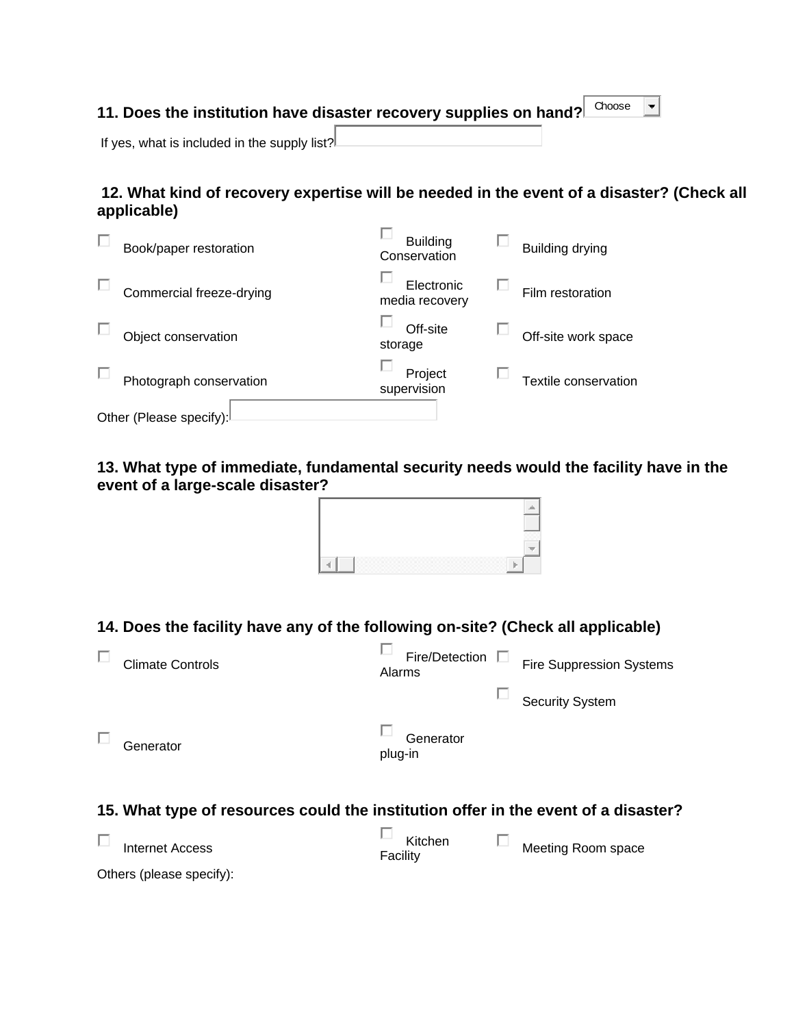**11. Does the institution have disaster recovery supplies on hand?** Choose

If yes, what is included in the supply list?

**12. What kind of recovery expertise will be needed in the event of a disaster? (Check all applicable)**

| | | |
|---|---|---|
| ☐ Book/paper restoration | ☐ Building Conservation | ☐ Building drying |
| ☐ Commercial freeze-drying | ☐ Electronic media recovery | ☐ Film restoration |
| ☐ Object conservation | ☐ Off-site storage | ☐ Off-site work space |
| ☐ Photograph conservation | ☐ Project supervision | ☐ Textile conservation |

Other (Please specify):

**13. What type of immediate, fundamental security needs would the facility have in the event of a large-scale disaster?**

**14. Does the facility have any of the following on-site? (Check all applicable)**

| | | |
|---|---|---|
| ☐ Climate Controls | ☐ Fire/Detection Alarms | ☐ Fire Suppression Systems |
| | | ☐ Security System |
| ☐ Generator | ☐ Generator plug-in | |

**15. What type of resources could the institution offer in the event of a disaster?**

| | | |
|---|---|---|
| ☐ Internet Access | ☐ Kitchen Facility | ☐ Meeting Room space |

Others (please specify):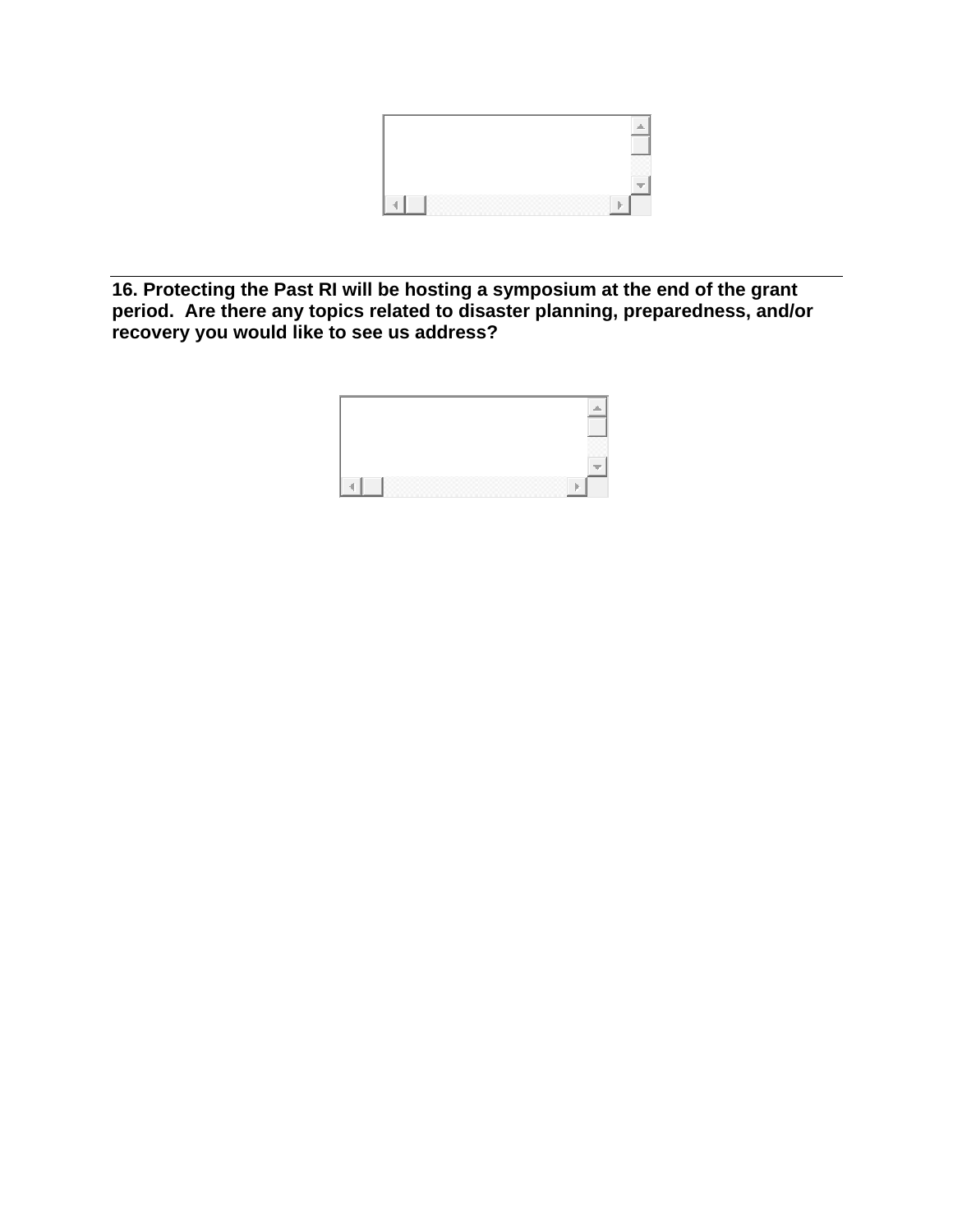**16. Protecting the Past RI will be hosting a symposium at the end of the grant period. Are there any topics related to disaster planning, preparedness, and/or recovery you would like to see us address?**